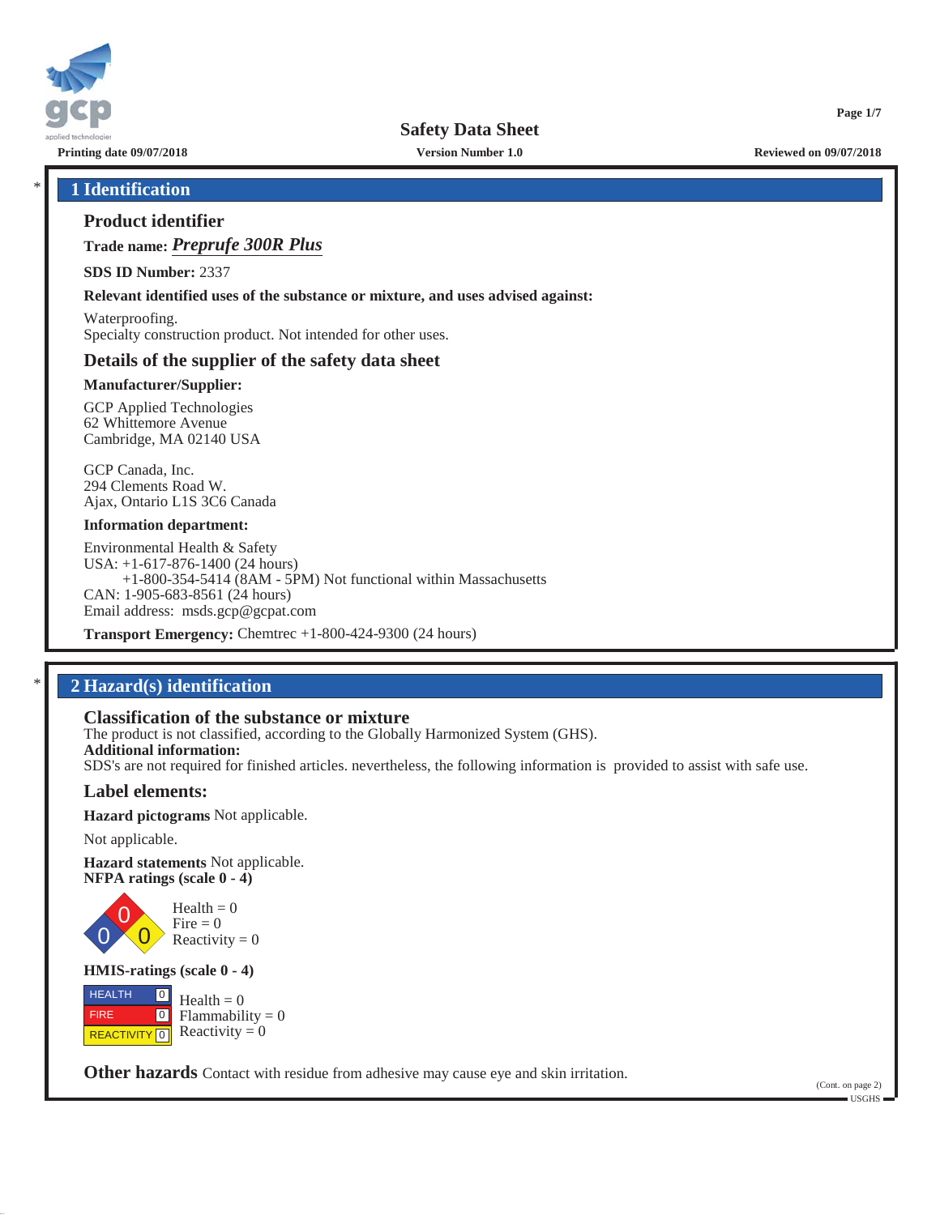# Safety Data Sheet

Printing date 09/07/2018 | Version Number 1.0 | Reviewed on 09/07/2018

## * 1 Identification

### Product identifier

**Trade name:** ***Preprufe 300R Plus***

**SDS ID Number:** 2337

**Relevant identified uses of the substance or mixture, and uses advised against:**

Waterproofing.
Specialty construction product. Not intended for other uses.

### Details of the supplier of the safety data sheet

**Manufacturer/Supplier:**

GCP Applied Technologies
62 Whittemore Avenue
Cambridge, MA 02140 USA

GCP Canada, Inc.
294 Clements Road W.
Ajax, Ontario L1S 3C6 Canada

**Information department:**

Environmental Health & Safety
USA: +1-617-876-1400 (24 hours)
+1-800-354-5414 (8AM - 5PM) Not functional within Massachusetts
CAN: 1-905-683-8561 (24 hours)
Email address: msds.gcp@gcpat.com

**Transport Emergency:** Chemtrec +1-800-424-9300 (24 hours)

## * 2 Hazard(s) identification

### Classification of the substance or mixture

The product is not classified, according to the Globally Harmonized System (GHS).

**Additional information:**

SDS's are not required for finished articles. nevertheless, the following information is provided to assist with safe use.

### Label elements:

**Hazard pictograms** Not applicable.

Not applicable.

**Hazard statements** Not applicable.

**NFPA ratings (scale 0 - 4)**

Health = 0
Fire = 0
Reactivity = 0

**HMIS-ratings (scale 0 - 4)**

| | |
|---|---|
| HEALTH | 0 |
| FIRE | 0 |
| REACTIVITY | 0 |

Health = 0
Flammability = 0
Reactivity = 0

**Other hazards** Contact with residue from adhesive may cause eye and skin irritation.

(Cont. on page 2)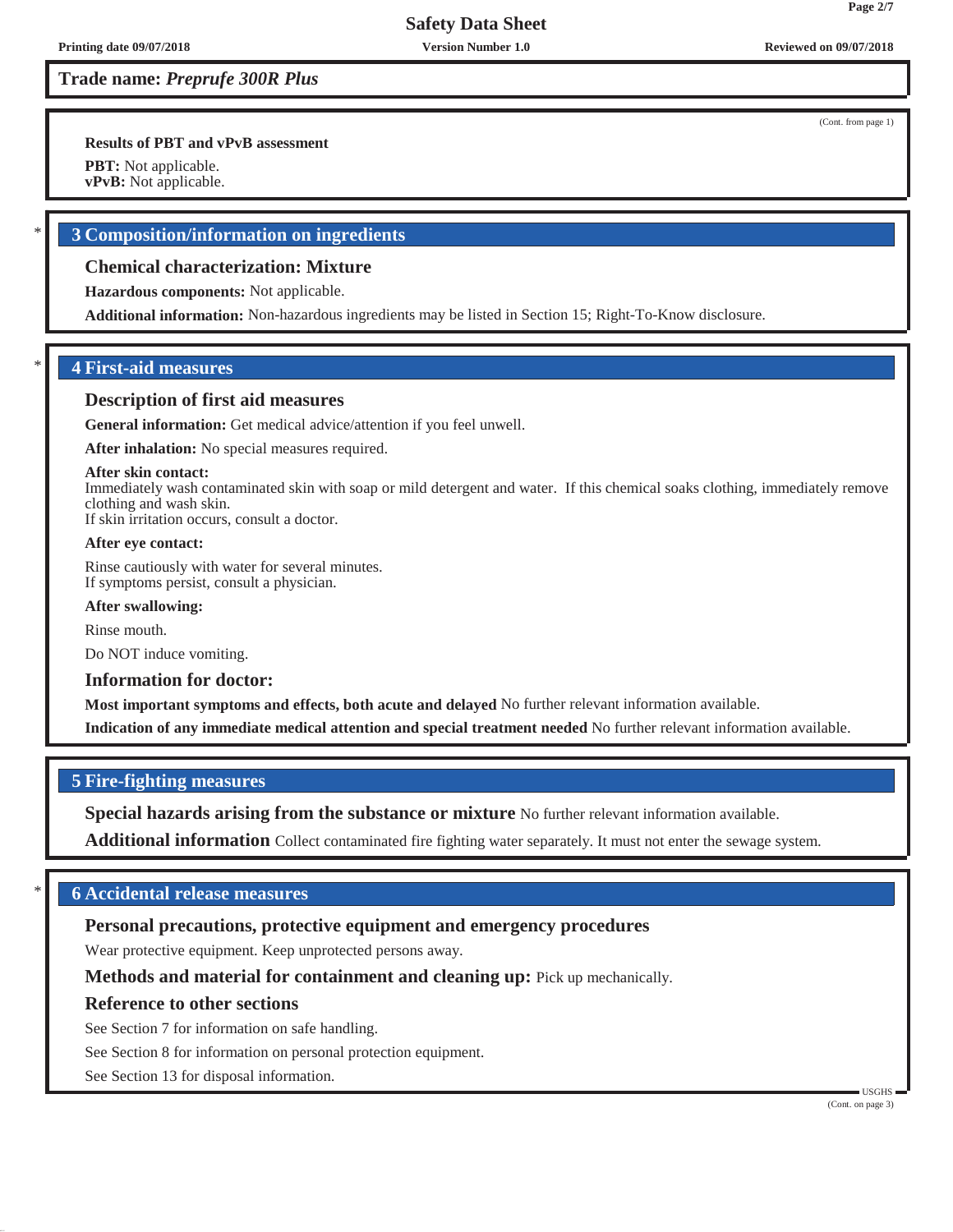Trade name: *Preprufe 300R Plus*

(Cont. from page 1)

**Results of PBT and vPvB assessment**

**PBT:** Not applicable.
**vPvB:** Not applicable.

## * 3 Composition/information on ingredients

### Chemical characterization: Mixture

**Hazardous components:** Not applicable.

**Additional information:** Non-hazardous ingredients may be listed in Section 15; Right-To-Know disclosure.

## * 4 First-aid measures

### Description of first aid measures

**General information:** Get medical advice/attention if you feel unwell.

**After inhalation:** No special measures required.

**After skin contact:**
Immediately wash contaminated skin with soap or mild detergent and water. If this chemical soaks clothing, immediately remove clothing and wash skin.
If skin irritation occurs, consult a doctor.

**After eye contact:**

Rinse cautiously with water for several minutes.
If symptoms persist, consult a physician.

**After swallowing:**

Rinse mouth.

Do NOT induce vomiting.

### Information for doctor:

**Most important symptoms and effects, both acute and delayed** No further relevant information available.

**Indication of any immediate medical attention and special treatment needed** No further relevant information available.

## 5 Fire-fighting measures

**Special hazards arising from the substance or mixture** No further relevant information available.

**Additional information** Collect contaminated fire fighting water separately. It must not enter the sewage system.

## * 6 Accidental release measures

### Personal precautions, protective equipment and emergency procedures

Wear protective equipment. Keep unprotected persons away.

**Methods and material for containment and cleaning up:** Pick up mechanically.

### Reference to other sections

See Section 7 for information on safe handling.

See Section 8 for information on personal protection equipment.

See Section 13 for disposal information.

USGHS

(Cont. on page 3)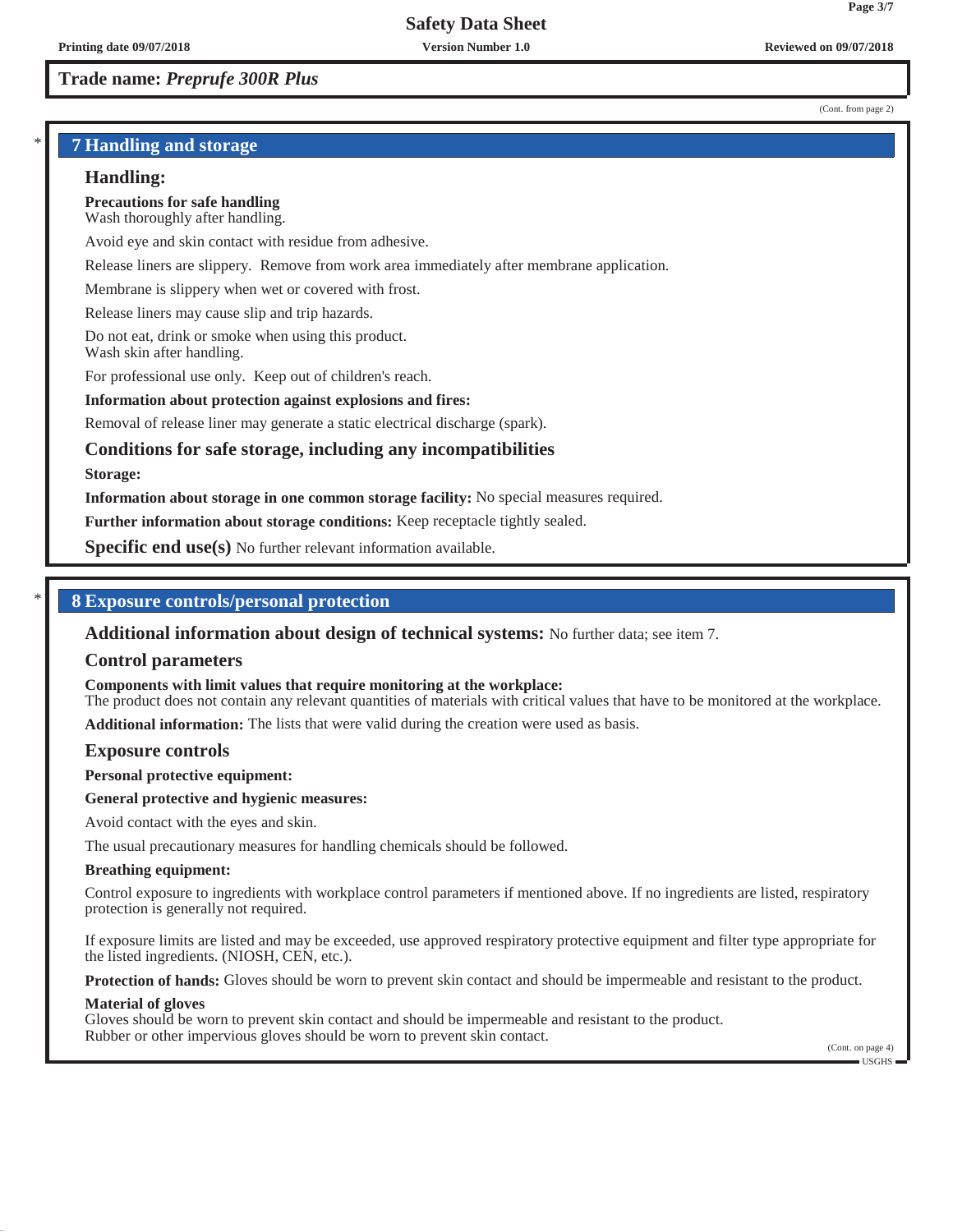**Trade name:** ***Preprufe 300R Plus***

(Cont. from page 2)

## 7 Handling and storage

### Handling:

**Precautions for safe handling**
Wash thoroughly after handling.

Avoid eye and skin contact with residue from adhesive.

Release liners are slippery. Remove from work area immediately after membrane application.

Membrane is slippery when wet or covered with frost.

Release liners may cause slip and trip hazards.

Do not eat, drink or smoke when using this product.
Wash skin after handling.

For professional use only. Keep out of children's reach.

**Information about protection against explosions and fires:**

Removal of release liner may generate a static electrical discharge (spark).

### Conditions for safe storage, including any incompatibilities

**Storage:**

**Information about storage in one common storage facility:** No special measures required.

**Further information about storage conditions:** Keep receptacle tightly sealed.

**Specific end use(s)** No further relevant information available.

## 8 Exposure controls/personal protection

**Additional information about design of technical systems:** No further data; see item 7.

### Control parameters

**Components with limit values that require monitoring at the workplace:**
The product does not contain any relevant quantities of materials with critical values that have to be monitored at the workplace.

**Additional information:** The lists that were valid during the creation were used as basis.

### Exposure controls

**Personal protective equipment:**

**General protective and hygienic measures:**

Avoid contact with the eyes and skin.

The usual precautionary measures for handling chemicals should be followed.

**Breathing equipment:**

Control exposure to ingredients with workplace control parameters if mentioned above. If no ingredients are listed, respiratory protection is generally not required.

If exposure limits are listed and may be exceeded, use approved respiratory protective equipment and filter type appropriate for the listed ingredients. (NIOSH, CEN, etc.).

**Protection of hands:** Gloves should be worn to prevent skin contact and should be impermeable and resistant to the product.

**Material of gloves**
Gloves should be worn to prevent skin contact and should be impermeable and resistant to the product.
Rubber or other impervious gloves should be worn to prevent skin contact.

(Cont. on page 4)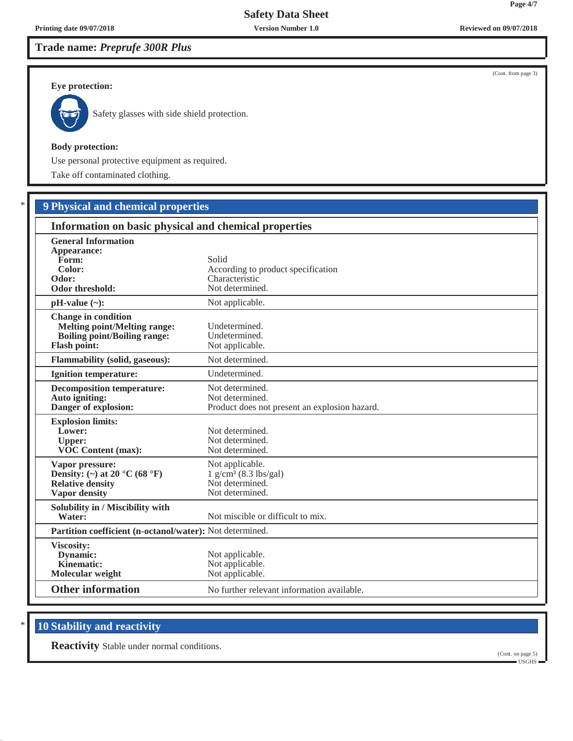**Trade name:** ***Preprufe 300R Plus***

(Cont. from page 3)

**Eye protection:**

Safety glasses with side shield protection.

**Body protection:**

Use personal protective equipment as required.

Take off contaminated clothing.

## 9 Physical and chemical properties

### Information on basic physical and chemical properties

| Property | Value |
|---|---|
| **General Information** | |
| **Appearance:** | |
| **Form:** | Solid |
| **Color:** | According to product specification |
| **Odor:** | Characteristic |
| **Odor threshold:** | Not determined. |
| **pH-value (~):** | Not applicable. |
| **Change in condition** | |
| **Melting point/Melting range:** | Undetermined. |
| **Boiling point/Boiling range:** | Undetermined. |
| **Flash point:** | Not applicable. |
| **Flammability (solid, gaseous):** | Not determined. |
| **Ignition temperature:** | Undetermined. |
| **Decomposition temperature:** | Not determined. |
| **Auto igniting:** | Not determined. |
| **Danger of explosion:** | Product does not present an explosion hazard. |
| **Explosion limits:** | |
| **Lower:** | Not determined. |
| **Upper:** | Not determined. |
| **VOC Content (max):** | Not determined. |
| **Vapor pressure:** | Not applicable. |
| **Density: (~) at 20 °C (68 °F)** | 1 g/cm³ (8.3 lbs/gal) |
| **Relative density** | Not determined. |
| **Vapor density** | Not determined. |
| **Solubility in / Miscibility with** | |
| **Water:** | Not miscible or difficult to mix. |
| **Partition coefficient (n-octanol/water):** | Not determined. |
| **Viscosity:** | |
| **Dynamic:** | Not applicable. |
| **Kinematic:** | Not applicable. |
| **Molecular weight** | Not applicable. |
| **Other information** | No further relevant information available. |

## 10 Stability and reactivity

**Reactivity** Stable under normal conditions.

(Cont. on page 5)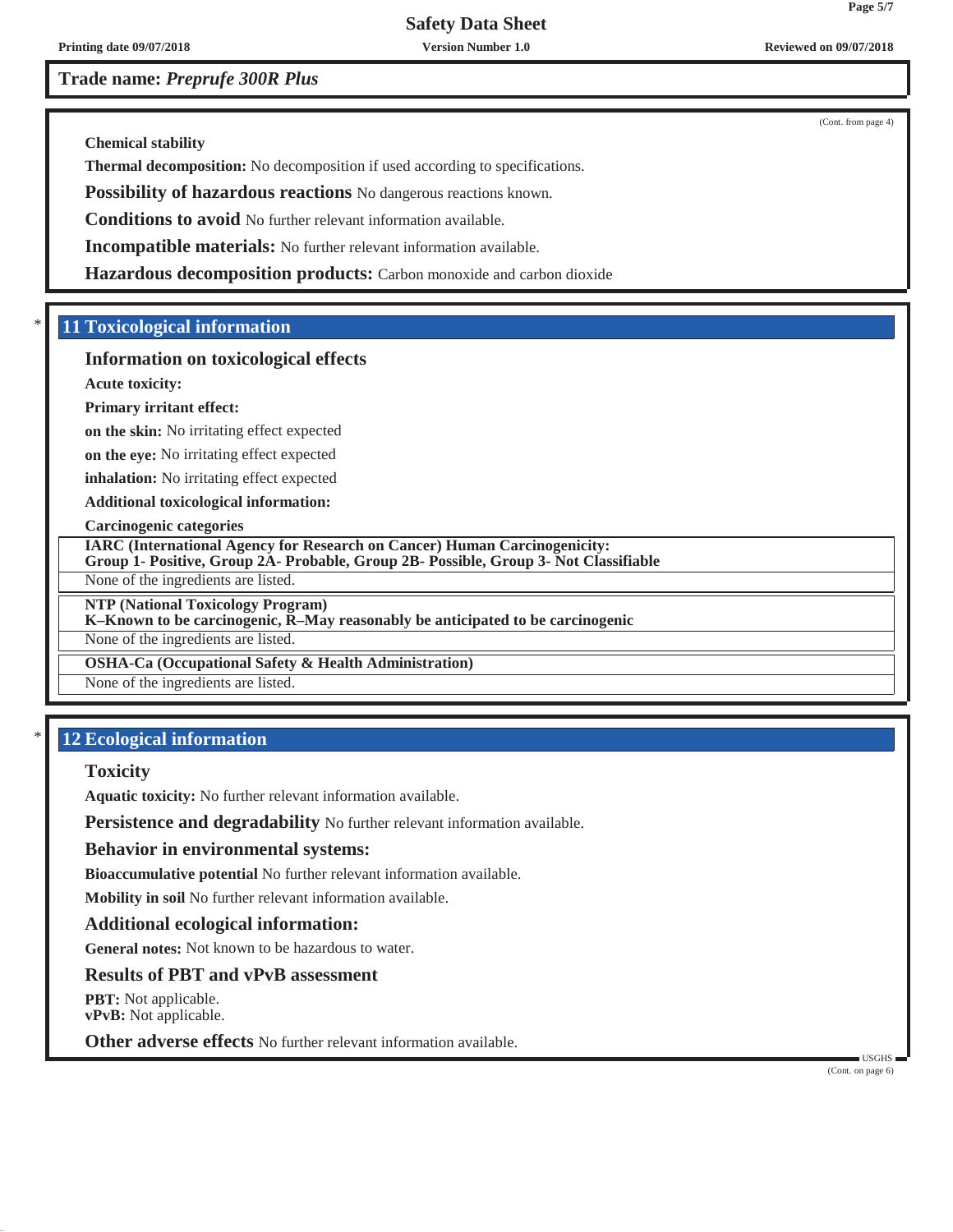**Trade name:** ***Preprufe 300R Plus***

(Cont. from page 4)

**Chemical stability**

**Thermal decomposition:** No decomposition if used according to specifications.

**Possibility of hazardous reactions** No dangerous reactions known.

**Conditions to avoid** No further relevant information available.

**Incompatible materials:** No further relevant information available.

**Hazardous decomposition products:** Carbon monoxide and carbon dioxide

## * 11 Toxicological information

### Information on toxicological effects

**Acute toxicity:**

**Primary irritant effect:**

**on the skin:** No irritating effect expected

**on the eye:** No irritating effect expected

**inhalation:** No irritating effect expected

**Additional toxicological information:**

**Carcinogenic categories**

| **IARC (International Agency for Research on Cancer) Human Carcinogenicity: Group 1- Positive, Group 2A- Probable, Group 2B- Possible, Group 3- Not Classifiable** |
|---|
| None of the ingredients are listed. |

| **NTP (National Toxicology Program) K–Known to be carcinogenic, R–May reasonably be anticipated to be carcinogenic** |
|---|
| None of the ingredients are listed. |

| **OSHA-Ca (Occupational Safety & Health Administration)** |
|---|
| None of the ingredients are listed. |

## * 12 Ecological information

### Toxicity

**Aquatic toxicity:** No further relevant information available.

**Persistence and degradability** No further relevant information available.

### Behavior in environmental systems:

**Bioaccumulative potential** No further relevant information available.

**Mobility in soil** No further relevant information available.

### Additional ecological information:

**General notes:** Not known to be hazardous to water.

### Results of PBT and vPvB assessment

**PBT:** Not applicable.
**vPvB:** Not applicable.

**Other adverse effects** No further relevant information available.

(Cont. on page 6)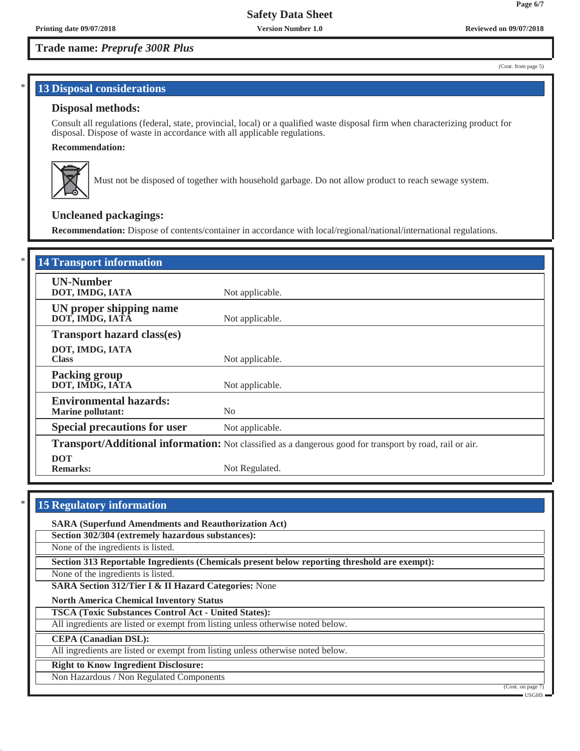**Trade name: *Preprufe 300R Plus***

(Cont. from page 5)

## 13 Disposal considerations

### Disposal methods:

Consult all regulations (federal, state, provincial, local) or a qualified waste disposal firm when characterizing product for disposal. Dispose of waste in accordance with all applicable regulations.

**Recommendation:**

Must not be disposed of together with household garbage. Do not allow product to reach sewage system.

### Uncleaned packagings:

**Recommendation:** Dispose of contents/container in accordance with local/regional/national/international regulations.

## 14 Transport information

| | |
|---|---|
| **UN-Number**<br>**DOT, IMDG, IATA** | Not applicable. |
| **UN proper shipping name**<br>**DOT, IMDG, IATA** | Not applicable. |
| **Transport hazard class(es)**<br>**DOT, IMDG, IATA**<br>**Class** | Not applicable. |
| **Packing group**<br>**DOT, IMDG, IATA** | Not applicable. |
| **Environmental hazards:**<br>**Marine pollutant:** | No |
| **Special precautions for user** | Not applicable. |
| **Transport/Additional information:** | Not classified as a dangerous good for transport by road, rail or air. |
| **DOT**<br>**Remarks:** | Not Regulated. |

## 15 Regulatory information

**SARA (Superfund Amendments and Reauthorization Act)**

**Section 302/304 (extremely hazardous substances):**

None of the ingredients is listed.

**Section 313 Reportable Ingredients (Chemicals present below reporting threshold are exempt):**

None of the ingredients is listed.

**SARA Section 312/Tier I & II Hazard Categories:** None

**North America Chemical Inventory Status**

**TSCA (Toxic Substances Control Act - United States):**

All ingredients are listed or exempt from listing unless otherwise noted below.

**CEPA (Canadian DSL):**

All ingredients are listed or exempt from listing unless otherwise noted below.

**Right to Know Ingredient Disclosure:**

Non Hazardous / Non Regulated Components

(Cont. on page 7)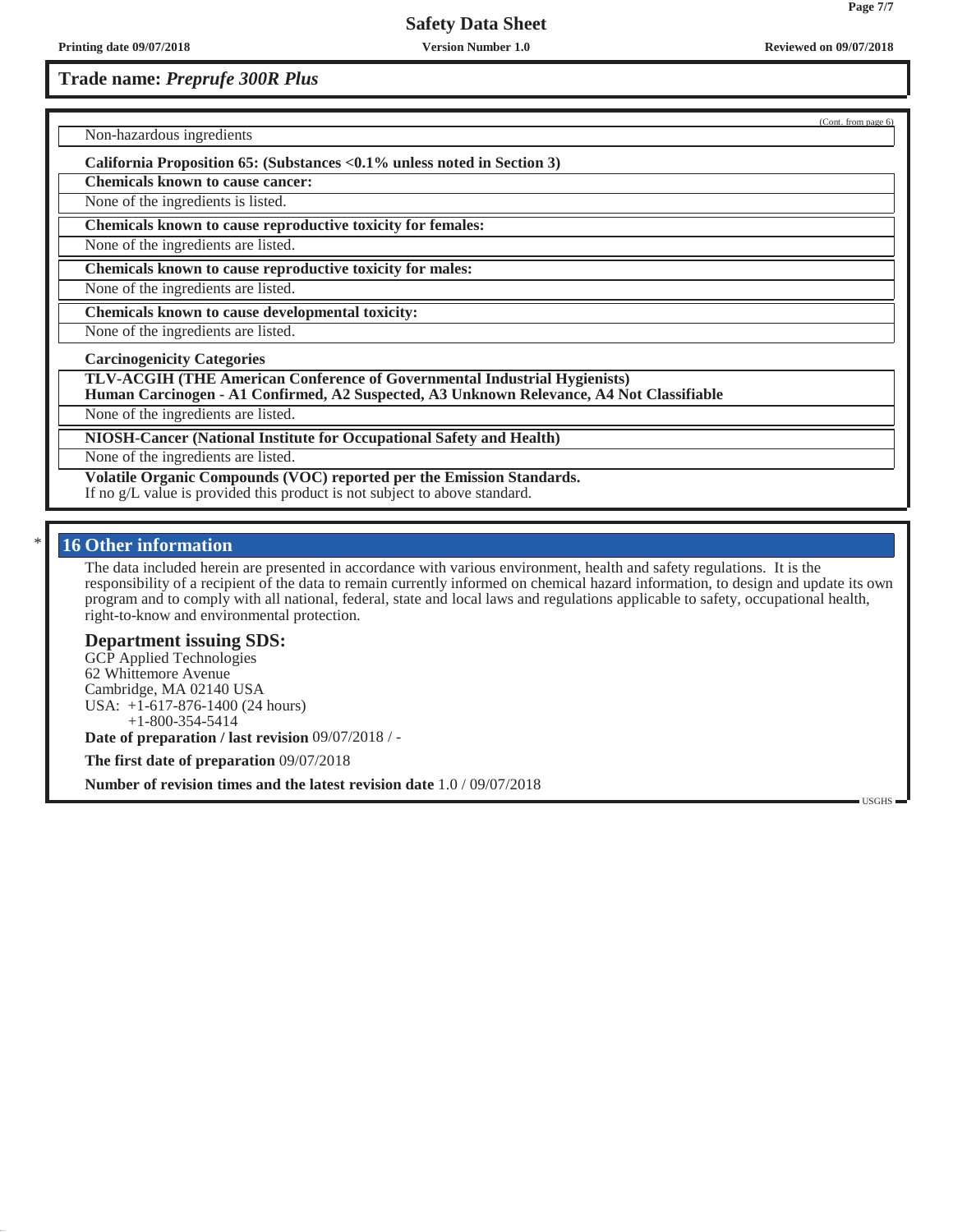**Trade name: *Preprufe 300R Plus***

(Cont. from page 6)

Non-hazardous ingredients

**California Proposition 65: (Substances <0.1% unless noted in Section 3)**

**Chemicals known to cause cancer:**

None of the ingredients is listed.

**Chemicals known to cause reproductive toxicity for females:**

None of the ingredients are listed.

**Chemicals known to cause reproductive toxicity for males:**

None of the ingredients are listed.

**Chemicals known to cause developmental toxicity:**

None of the ingredients are listed.

**Carcinogenicity Categories**

**TLV-ACGIH (THE American Conference of Governmental Industrial Hygienists)**
**Human Carcinogen - A1 Confirmed, A2 Suspected, A3 Unknown Relevance, A4 Not Classifiable**

None of the ingredients are listed.

**NIOSH-Cancer (National Institute for Occupational Safety and Health)**

None of the ingredients are listed.

**Volatile Organic Compounds (VOC) reported per the Emission Standards.**
If no g/L value is provided this product is not subject to above standard.

## * 16 Other information

The data included herein are presented in accordance with various environment, health and safety regulations. It is the responsibility of a recipient of the data to remain currently informed on chemical hazard information, to design and update its own program and to comply with all national, federal, state and local laws and regulations applicable to safety, occupational health, right-to-know and environmental protection.

### Department issuing SDS:

GCP Applied Technologies
62 Whittemore Avenue
Cambridge, MA 02140 USA
USA: +1-617-876-1400 (24 hours)
+1-800-354-5414

**Date of preparation / last revision** 09/07/2018 / -

**The first date of preparation** 09/07/2018

**Number of revision times and the latest revision date** 1.0 / 09/07/2018

USGHS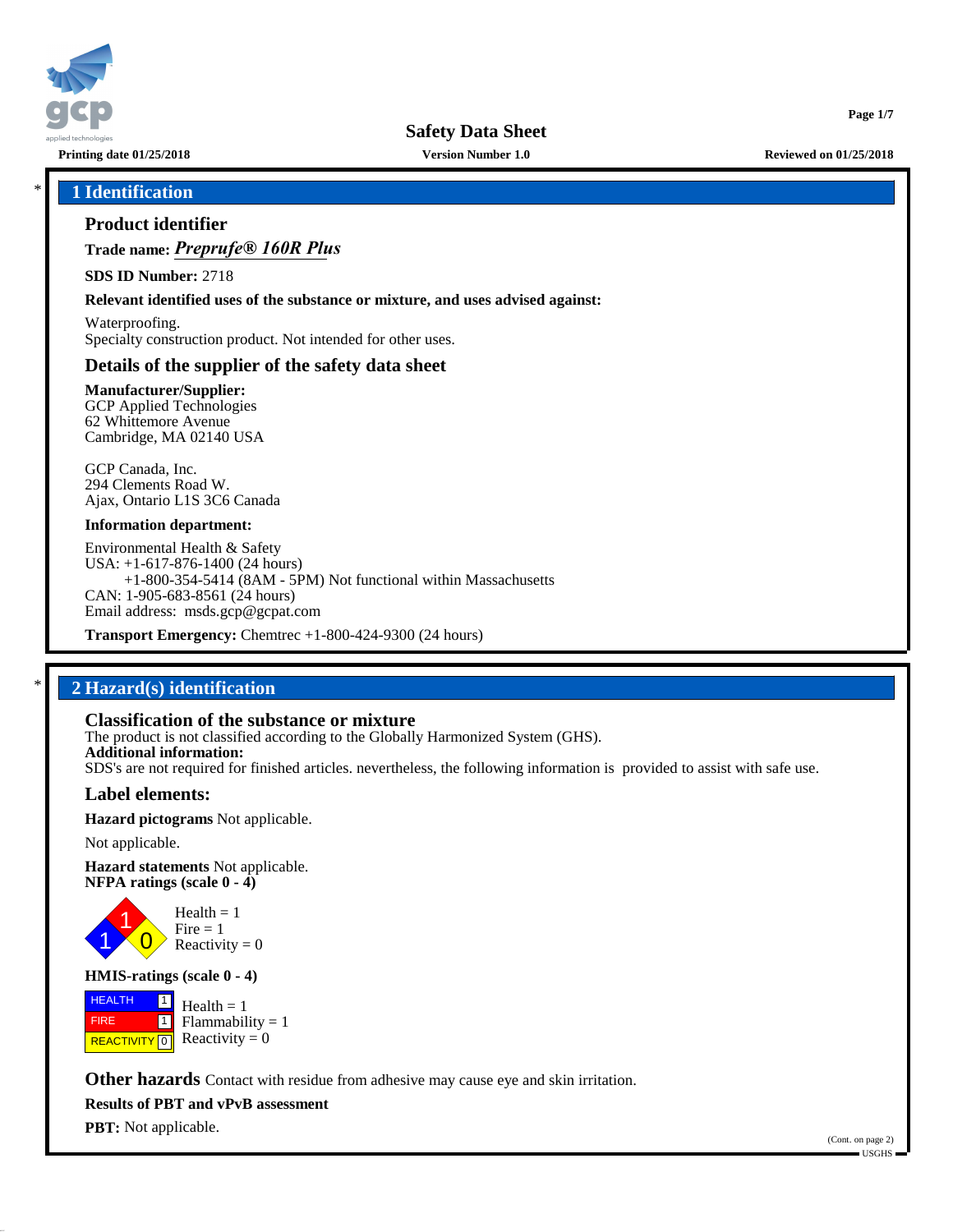# Safety Data Sheet

Printing date 01/25/2018 | Version Number 1.0 | Reviewed on 01/25/2018

## 1 Identification

### Product identifier

**Trade name:** ***Preprufe® 160R Plus***

**SDS ID Number:** 2718

**Relevant identified uses of the substance or mixture, and uses advised against:**

Waterproofing.
Specialty construction product. Not intended for other uses.

### Details of the supplier of the safety data sheet

**Manufacturer/Supplier:**
GCP Applied Technologies
62 Whittemore Avenue
Cambridge, MA 02140 USA

GCP Canada, Inc.
294 Clements Road W.
Ajax, Ontario L1S 3C6 Canada

**Information department:**

Environmental Health & Safety
USA: +1-617-876-1400 (24 hours)
+1-800-354-5414 (8AM - 5PM) Not functional within Massachusetts
CAN: 1-905-683-8561 (24 hours)
Email address: msds.gcp@gcpat.com

**Transport Emergency:** Chemtrec +1-800-424-9300 (24 hours)

## 2 Hazard(s) identification

### Classification of the substance or mixture

The product is not classified according to the Globally Harmonized System (GHS).
**Additional information:**
SDS's are not required for finished articles. nevertheless, the following information is provided to assist with safe use.

### Label elements:

**Hazard pictograms** Not applicable.

Not applicable.

**Hazard statements** Not applicable.
**NFPA ratings (scale 0 - 4)**

Health = 1
Fire = 1
Reactivity = 0

**HMIS-ratings (scale 0 - 4)**

| | | |
|---|---|---|
| HEALTH | 1 | Health = 1 |
| FIRE | 1 | Flammability = 1 |
| REACTIVITY | 0 | Reactivity = 0 |

**Other hazards** Contact with residue from adhesive may cause eye and skin irritation.

**Results of PBT and vPvB assessment**

**PBT:** Not applicable.

(Cont. on page 2)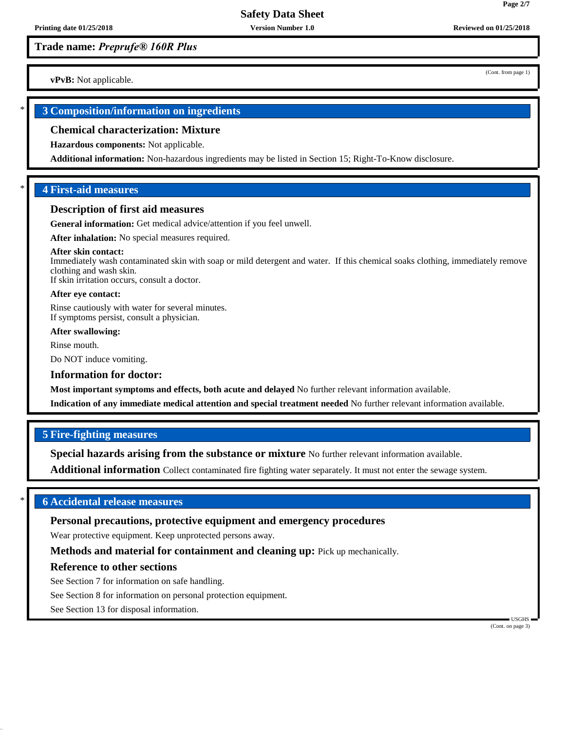**Trade name:** ***Preprufe® 160R Plus***

(Cont. from page 1)

**vPvB:** Not applicable.

## 3 Composition/information on ingredients

### Chemical characterization: Mixture

**Hazardous components:** Not applicable.

**Additional information:** Non-hazardous ingredients may be listed in Section 15; Right-To-Know disclosure.

## 4 First-aid measures

### Description of first aid measures

**General information:** Get medical advice/attention if you feel unwell.

**After inhalation:** No special measures required.

**After skin contact:**
Immediately wash contaminated skin with soap or mild detergent and water. If this chemical soaks clothing, immediately remove clothing and wash skin.
If skin irritation occurs, consult a doctor.

**After eye contact:**

Rinse cautiously with water for several minutes.
If symptoms persist, consult a physician.

**After swallowing:**

Rinse mouth.

Do NOT induce vomiting.

### Information for doctor:

**Most important symptoms and effects, both acute and delayed** No further relevant information available.

**Indication of any immediate medical attention and special treatment needed** No further relevant information available.

## 5 Fire-fighting measures

**Special hazards arising from the substance or mixture** No further relevant information available.

**Additional information** Collect contaminated fire fighting water separately. It must not enter the sewage system.

## 6 Accidental release measures

### Personal precautions, protective equipment and emergency procedures

Wear protective equipment. Keep unprotected persons away.

**Methods and material for containment and cleaning up:** Pick up mechanically.

### Reference to other sections

See Section 7 for information on safe handling.

See Section 8 for information on personal protection equipment.

See Section 13 for disposal information.

(Cont. on page 3)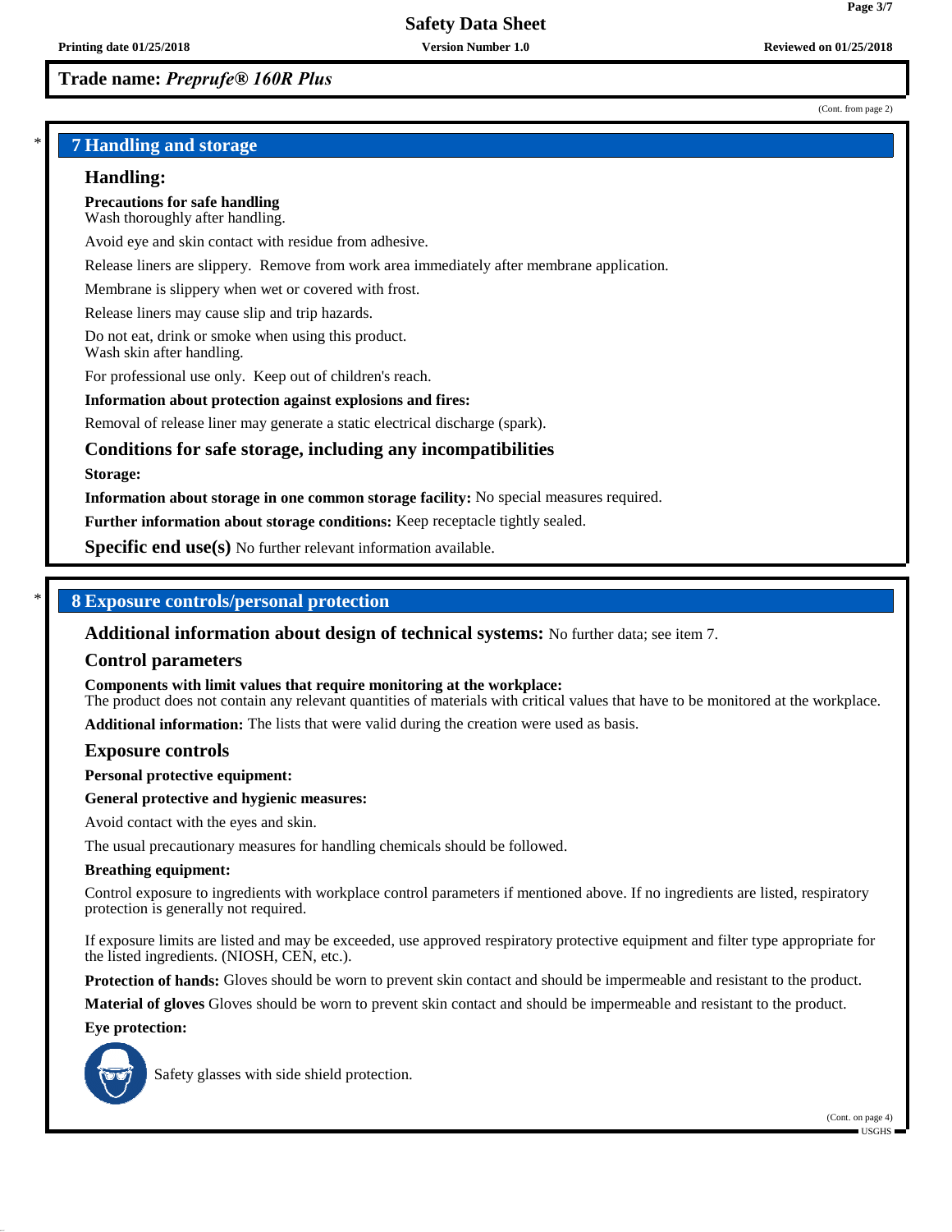## 7 Handling and storage

### Handling:

**Precautions for safe handling**
Wash thoroughly after handling.

Avoid eye and skin contact with residue from adhesive.

Release liners are slippery. Remove from work area immediately after membrane application.

Membrane is slippery when wet or covered with frost.

Release liners may cause slip and trip hazards.

Do not eat, drink or smoke when using this product.
Wash skin after handling.

For professional use only. Keep out of children's reach.

**Information about protection against explosions and fires:**

Removal of release liner may generate a static electrical discharge (spark).

### Conditions for safe storage, including any incompatibilities

**Storage:**

**Information about storage in one common storage facility:** No special measures required.

**Further information about storage conditions:** Keep receptacle tightly sealed.

**Specific end use(s)** No further relevant information available.

## 8 Exposure controls/personal protection

**Additional information about design of technical systems:** No further data; see item 7.

### Control parameters

**Components with limit values that require monitoring at the workplace:**
The product does not contain any relevant quantities of materials with critical values that have to be monitored at the workplace.

**Additional information:** The lists that were valid during the creation were used as basis.

### Exposure controls

**Personal protective equipment:**

**General protective and hygienic measures:**

Avoid contact with the eyes and skin.

The usual precautionary measures for handling chemicals should be followed.

**Breathing equipment:**

Control exposure to ingredients with workplace control parameters if mentioned above. If no ingredients are listed, respiratory protection is generally not required.

If exposure limits are listed and may be exceeded, use approved respiratory protective equipment and filter type appropriate for the listed ingredients. (NIOSH, CEN, etc.).

**Protection of hands:** Gloves should be worn to prevent skin contact and should be impermeable and resistant to the product.

**Material of gloves** Gloves should be worn to prevent skin contact and should be impermeable and resistant to the product.

**Eye protection:**

Safety glasses with side shield protection.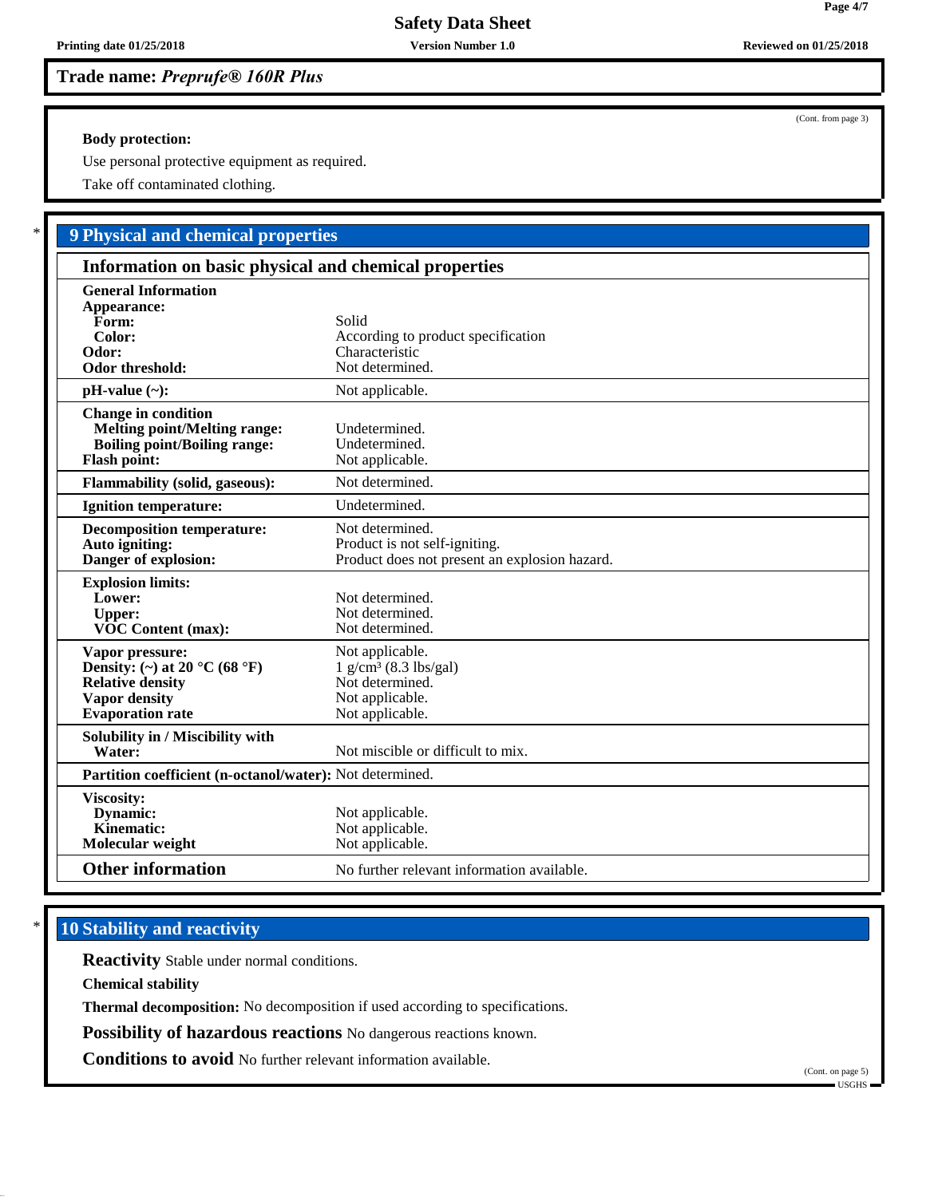## Trade name: *Preprufe® 160R Plus*

(Cont. from page 3)

**Body protection:**

Use personal protective equipment as required.

Take off contaminated clothing.

\* 

## 9 Physical and chemical properties

### Information on basic physical and chemical properties

| | |
|---|---|
| **General Information** | |
| **Appearance:** | |
| **Form:** | Solid |
| **Color:** | According to product specification |
| **Odor:** | Characteristic |
| **Odor threshold:** | Not determined. |
| **pH-value (~):** | Not applicable. |
| **Change in condition** | |
| **Melting point/Melting range:** | Undetermined. |
| **Boiling point/Boiling range:** | Undetermined. |
| **Flash point:** | Not applicable. |
| **Flammability (solid, gaseous):** | Not determined. |
| **Ignition temperature:** | Undetermined. |
| **Decomposition temperature:** | Not determined. |
| **Auto igniting:** | Product is not self-igniting. |
| **Danger of explosion:** | Product does not present an explosion hazard. |
| **Explosion limits:** | |
| **Lower:** | Not determined. |
| **Upper:** | Not determined. |
| **VOC Content (max):** | Not determined. |
| **Vapor pressure:** | Not applicable. |
| **Density: (~) at 20 °C (68 °F)** | 1 g/cm³ (8.3 lbs/gal) |
| **Relative density** | Not determined. |
| **Vapor density** | Not applicable. |
| **Evaporation rate** | Not applicable. |
| **Solubility in / Miscibility with** | |
| **Water:** | Not miscible or difficult to mix. |
| **Partition coefficient (n-octanol/water):** | Not determined. |
| **Viscosity:** | |
| **Dynamic:** | Not applicable. |
| **Kinematic:** | Not applicable. |
| **Molecular weight** | Not applicable. |
| **Other information** | No further relevant information available. |

\* 

## 10 Stability and reactivity

**Reactivity** Stable under normal conditions.

**Chemical stability**

**Thermal decomposition:** No decomposition if used according to specifications.

**Possibility of hazardous reactions** No dangerous reactions known.

**Conditions to avoid** No further relevant information available.

(Cont. on page 5)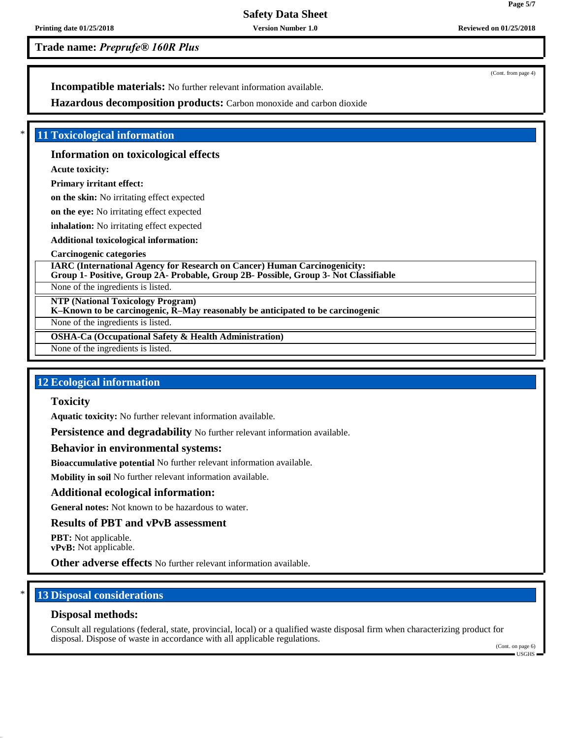Trade name: *Preprufe® 160R Plus*

(Cont. from page 4)

**Incompatible materials:** No further relevant information available.

**Hazardous decomposition products:** Carbon monoxide and carbon dioxide

\* ## 11 Toxicological information

### Information on toxicological effects

**Acute toxicity:**

**Primary irritant effect:**

**on the skin:** No irritating effect expected

**on the eye:** No irritating effect expected

**inhalation:** No irritating effect expected

**Additional toxicological information:**

**Carcinogenic categories**

| **IARC (International Agency for Research on Cancer) Human Carcinogenicity: Group 1- Positive, Group 2A- Probable, Group 2B- Possible, Group 3- Not Classifiable** |
|---|
| None of the ingredients is listed. |

| **NTP (National Toxicology Program) K–Known to be carcinogenic, R–May reasonably be anticipated to be carcinogenic** |
|---|
| None of the ingredients is listed. |

| **OSHA-Ca (Occupational Safety & Health Administration)** |
|---|
| None of the ingredients is listed. |

## 12 Ecological information

### Toxicity

**Aquatic toxicity:** No further relevant information available.

**Persistence and degradability** No further relevant information available.

**Behavior in environmental systems:**

**Bioaccumulative potential** No further relevant information available.

**Mobility in soil** No further relevant information available.

**Additional ecological information:**

**General notes:** Not known to be hazardous to water.

**Results of PBT and vPvB assessment**

**PBT:** Not applicable.
**vPvB:** Not applicable.

**Other adverse effects** No further relevant information available.

\* ## 13 Disposal considerations

### Disposal methods:

Consult all regulations (federal, state, provincial, local) or a qualified waste disposal firm when characterizing product for disposal. Dispose of waste in accordance with all applicable regulations.

(Cont. on page 6)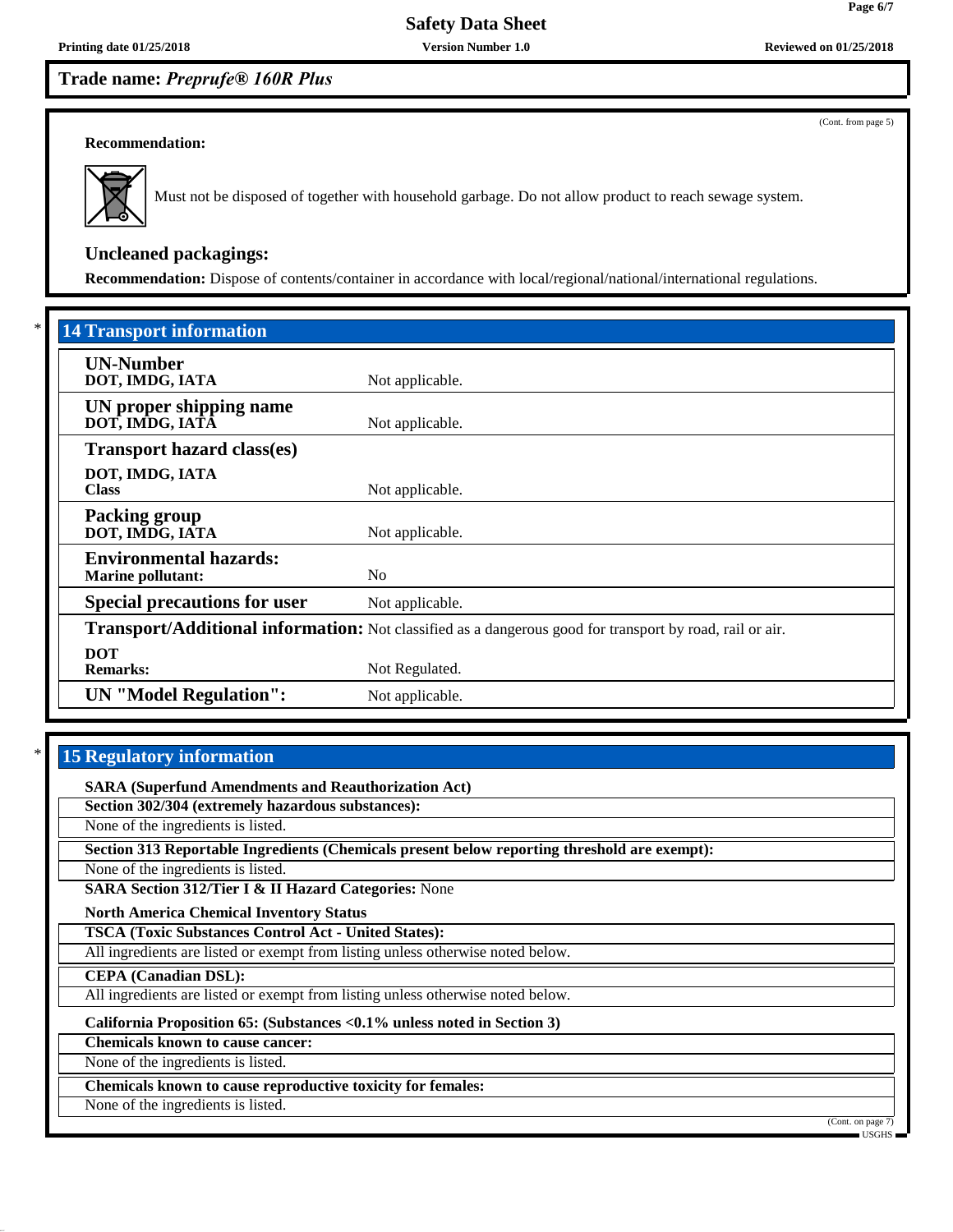Trade name: *Preprufe® 160R Plus*

(Cont. from page 5)

**Recommendation:**

Must not be disposed of together with household garbage. Do not allow product to reach sewage system.

### Uncleaned packagings:

**Recommendation:** Dispose of contents/container in accordance with local/regional/national/international regulations.

## * 14 Transport information

| | |
|---|---|
| **UN-Number** **DOT, IMDG, IATA** | Not applicable. |
| **UN proper shipping name** **DOT, IMDG, IATA** | Not applicable. |
| **Transport hazard class(es)** **DOT, IMDG, IATA** **Class** | Not applicable. |
| **Packing group** **DOT, IMDG, IATA** | Not applicable. |
| **Environmental hazards:** **Marine pollutant:** | No |
| **Special precautions for user** | Not applicable. |
| **Transport/Additional information:** | Not classified as a dangerous good for transport by road, rail or air. |
| **DOT** **Remarks:** | Not Regulated. |
| **UN "Model Regulation":** | Not applicable. |

## * 15 Regulatory information

**SARA (Superfund Amendments and Reauthorization Act)**

**Section 302/304 (extremely hazardous substances):**

None of the ingredients is listed.

**Section 313 Reportable Ingredients (Chemicals present below reporting threshold are exempt):**

None of the ingredients is listed.

**SARA Section 312/Tier I & II Hazard Categories:** None

**North America Chemical Inventory Status**

**TSCA (Toxic Substances Control Act - United States):**

All ingredients are listed or exempt from listing unless otherwise noted below.

**CEPA (Canadian DSL):**

All ingredients are listed or exempt from listing unless otherwise noted below.

**California Proposition 65: (Substances <0.1% unless noted in Section 3)**

**Chemicals known to cause cancer:**

None of the ingredients is listed.

**Chemicals known to cause reproductive toxicity for females:**

None of the ingredients is listed.

(Cont. on page 7)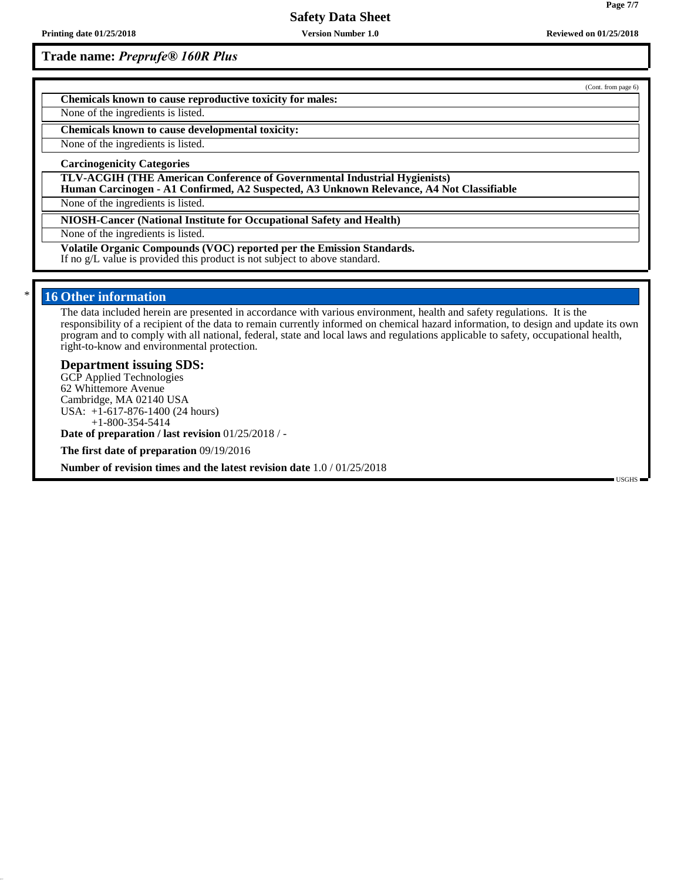**Trade name:** ***Preprufe® 160R Plus***

(Cont. from page 6)

**Chemicals known to cause reproductive toxicity for males:**

None of the ingredients is listed.

**Chemicals known to cause developmental toxicity:**

None of the ingredients is listed.

**Carcinogenicity Categories**

**TLV-ACGIH (THE American Conference of Governmental Industrial Hygienists)**
**Human Carcinogen - A1 Confirmed, A2 Suspected, A3 Unknown Relevance, A4 Not Classifiable**

None of the ingredients is listed.

**NIOSH-Cancer (National Institute for Occupational Safety and Health)**

None of the ingredients is listed.

**Volatile Organic Compounds (VOC) reported per the Emission Standards.**
If no g/L value is provided this product is not subject to above standard.

## * 16 Other information

The data included herein are presented in accordance with various environment, health and safety regulations. It is the responsibility of a recipient of the data to remain currently informed on chemical hazard information, to design and update its own program and to comply with all national, federal, state and local laws and regulations applicable to safety, occupational health, right-to-know and environmental protection.

### Department issuing SDS:

GCP Applied Technologies
62 Whittemore Avenue
Cambridge, MA 02140 USA
USA: +1-617-876-1400 (24 hours)
+1-800-354-5414

**Date of preparation / last revision** 01/25/2018 / -

**The first date of preparation** 09/19/2016

**Number of revision times and the latest revision date** 1.0 / 01/25/2018

USGHS